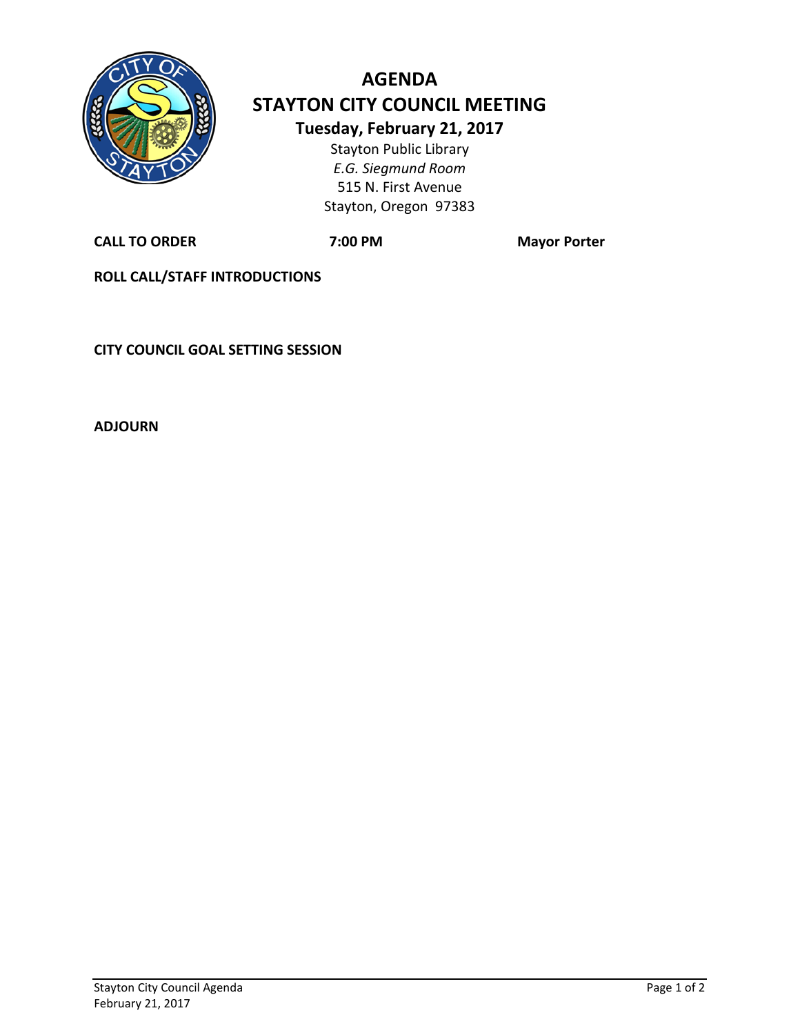# AGENDA

## STAYTON CITY COUNCIL MEETING

### Tuesday, February 21, 2017

Stayton Public Library
*E.G. Siegmund Room*
515 N. First Avenue
Stayton, Oregon 97383

**CALL TO ORDER** **7:00 PM** **Mayor Porter**

**ROLL CALL/STAFF INTRODUCTIONS**

**CITY COUNCIL GOAL SETTING SESSION**

**ADJOURN**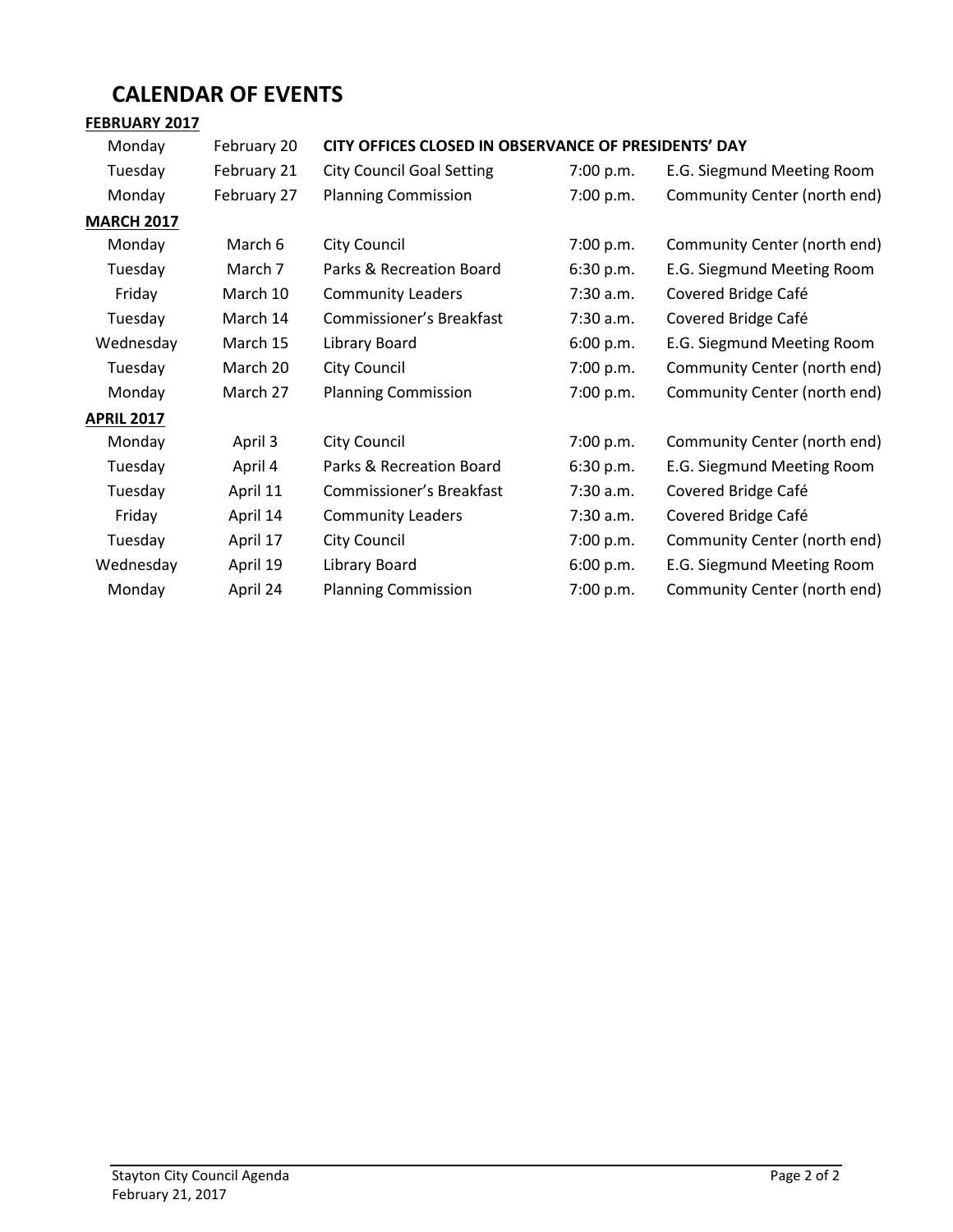# CALENDAR OF EVENTS

| | | | | |
|---|---|---|---|---|
| **FEBRUARY 2017** | | | | |
| Monday | February 20 | **CITY OFFICES CLOSED IN OBSERVANCE OF PRESIDENTS' DAY** | | |
| Tuesday | February 21 | City Council Goal Setting | 7:00 p.m. | E.G. Siegmund Meeting Room |
| Monday | February 27 | Planning Commission | 7:00 p.m. | Community Center (north end) |
| **MARCH 2017** | | | | |
| Monday | March 6 | City Council | 7:00 p.m. | Community Center (north end) |
| Tuesday | March 7 | Parks & Recreation Board | 6:30 p.m. | E.G. Siegmund Meeting Room |
| Friday | March 10 | Community Leaders | 7:30 a.m. | Covered Bridge Café |
| Tuesday | March 14 | Commissioner's Breakfast | 7:30 a.m. | Covered Bridge Café |
| Wednesday | March 15 | Library Board | 6:00 p.m. | E.G. Siegmund Meeting Room |
| Tuesday | March 20 | City Council | 7:00 p.m. | Community Center (north end) |
| Monday | March 27 | Planning Commission | 7:00 p.m. | Community Center (north end) |
| **APRIL 2017** | | | | |
| Monday | April 3 | City Council | 7:00 p.m. | Community Center (north end) |
| Tuesday | April 4 | Parks & Recreation Board | 6:30 p.m. | E.G. Siegmund Meeting Room |
| Tuesday | April 11 | Commissioner's Breakfast | 7:30 a.m. | Covered Bridge Café |
| Friday | April 14 | Community Leaders | 7:30 a.m. | Covered Bridge Café |
| Tuesday | April 17 | City Council | 7:00 p.m. | Community Center (north end) |
| Wednesday | April 19 | Library Board | 6:00 p.m. | E.G. Siegmund Meeting Room |
| Monday | April 24 | Planning Commission | 7:00 p.m. | Community Center (north end) |